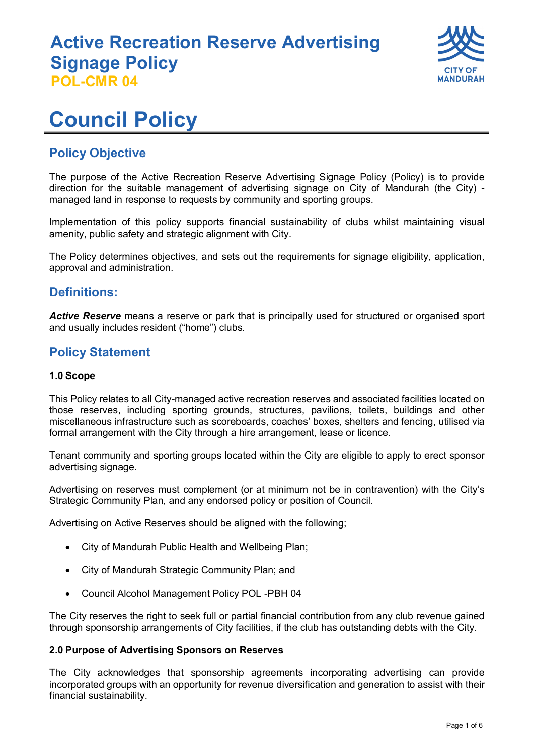# Active Recreation Reserve Advertising Signage Policy

**POL-CMR 04**

# Council Policy

## Policy Objective

The purpose of the Active Recreation Reserve Advertising Signage Policy (Policy) is to provide direction for the suitable management of advertising signage on City of Mandurah (the City) - managed land in response to requests by community and sporting groups.

Implementation of this policy supports financial sustainability of clubs whilst maintaining visual amenity, public safety and strategic alignment with City.

The Policy determines objectives, and sets out the requirements for signage eligibility, application, approval and administration.

## Definitions:

***Active Reserve*** means a reserve or park that is principally used for structured or organised sport and usually includes resident ("home") clubs.

## Policy Statement

### 1.0 Scope

This Policy relates to all City-managed active recreation reserves and associated facilities located on those reserves, including sporting grounds, structures, pavilions, toilets, buildings and other miscellaneous infrastructure such as scoreboards, coaches' boxes, shelters and fencing, utilised via formal arrangement with the City through a hire arrangement, lease or licence.

Tenant community and sporting groups located within the City are eligible to apply to erect sponsor advertising signage.

Advertising on reserves must complement (or at minimum not be in contravention) with the City's Strategic Community Plan, and any endorsed policy or position of Council.

Advertising on Active Reserves should be aligned with the following;

- City of Mandurah Public Health and Wellbeing Plan;
- City of Mandurah Strategic Community Plan; and
- Council Alcohol Management Policy POL -PBH 04

The City reserves the right to seek full or partial financial contribution from any club revenue gained through sponsorship arrangements of City facilities, if the club has outstanding debts with the City.

### 2.0 Purpose of Advertising Sponsors on Reserves

The City acknowledges that sponsorship agreements incorporating advertising can provide incorporated groups with an opportunity for revenue diversification and generation to assist with their financial sustainability.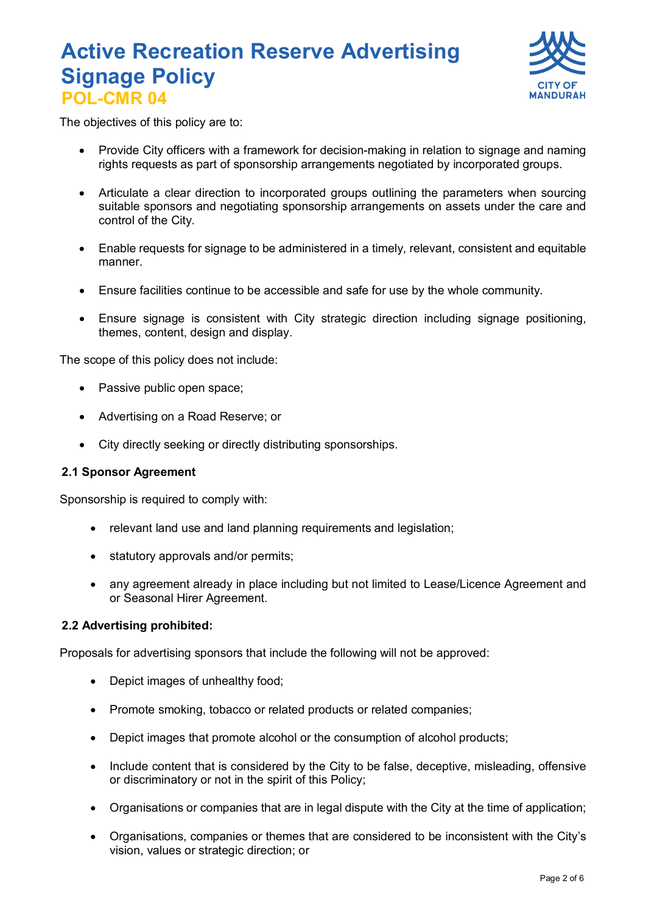# Active Recreation Reserve Advertising Signage Policy

## POL-CMR 04

The objectives of this policy are to:

- Provide City officers with a framework for decision-making in relation to signage and naming rights requests as part of sponsorship arrangements negotiated by incorporated groups.
- Articulate a clear direction to incorporated groups outlining the parameters when sourcing suitable sponsors and negotiating sponsorship arrangements on assets under the care and control of the City.
- Enable requests for signage to be administered in a timely, relevant, consistent and equitable manner.
- Ensure facilities continue to be accessible and safe for use by the whole community.
- Ensure signage is consistent with City strategic direction including signage positioning, themes, content, design and display.

The scope of this policy does not include:

- Passive public open space;
- Advertising on a Road Reserve; or
- City directly seeking or directly distributing sponsorships.

### 2.1 Sponsor Agreement

Sponsorship is required to comply with:

- relevant land use and land planning requirements and legislation;
- statutory approvals and/or permits;
- any agreement already in place including but not limited to Lease/Licence Agreement and or Seasonal Hirer Agreement.

### 2.2 Advertising prohibited:

Proposals for advertising sponsors that include the following will not be approved:

- Depict images of unhealthy food;
- Promote smoking, tobacco or related products or related companies;
- Depict images that promote alcohol or the consumption of alcohol products;
- Include content that is considered by the City to be false, deceptive, misleading, offensive or discriminatory or not in the spirit of this Policy;
- Organisations or companies that are in legal dispute with the City at the time of application;
- Organisations, companies or themes that are considered to be inconsistent with the City's vision, values or strategic direction; or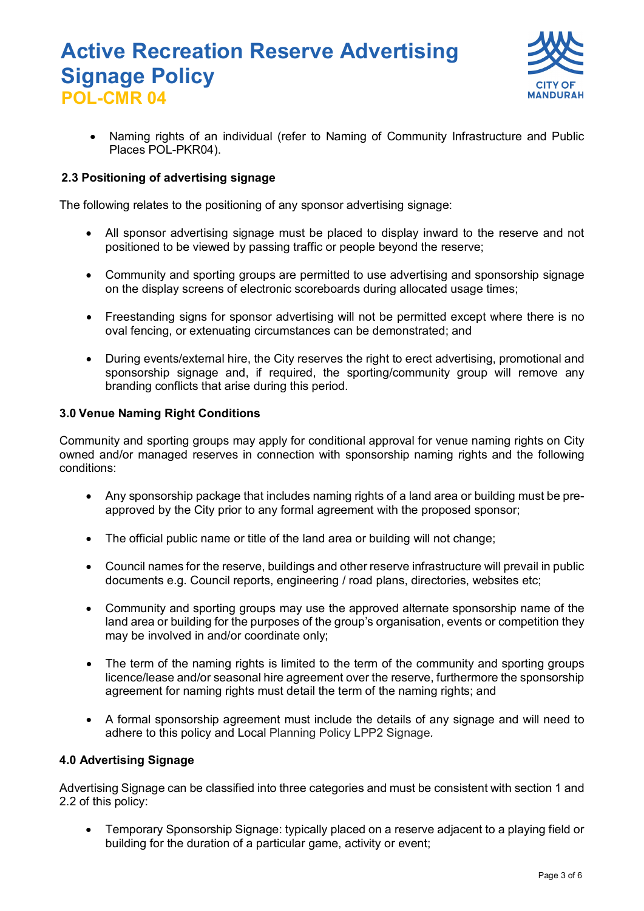- Naming rights of an individual (refer to Naming of Community Infrastructure and Public Places POL-PKR04).

### 2.3 Positioning of advertising signage

The following relates to the positioning of any sponsor advertising signage:

- All sponsor advertising signage must be placed to display inward to the reserve and not positioned to be viewed by passing traffic or people beyond the reserve;
- Community and sporting groups are permitted to use advertising and sponsorship signage on the display screens of electronic scoreboards during allocated usage times;
- Freestanding signs for sponsor advertising will not be permitted except where there is no oval fencing, or extenuating circumstances can be demonstrated; and
- During events/external hire, the City reserves the right to erect advertising, promotional and sponsorship signage and, if required, the sporting/community group will remove any branding conflicts that arise during this period.

### 3.0 Venue Naming Right Conditions

Community and sporting groups may apply for conditional approval for venue naming rights on City owned and/or managed reserves in connection with sponsorship naming rights and the following conditions:

- Any sponsorship package that includes naming rights of a land area or building must be pre-approved by the City prior to any formal agreement with the proposed sponsor;
- The official public name or title of the land area or building will not change;
- Council names for the reserve, buildings and other reserve infrastructure will prevail in public documents e.g. Council reports, engineering / road plans, directories, websites etc;
- Community and sporting groups may use the approved alternate sponsorship name of the land area or building for the purposes of the group's organisation, events or competition they may be involved in and/or coordinate only;
- The term of the naming rights is limited to the term of the community and sporting groups licence/lease and/or seasonal hire agreement over the reserve, furthermore the sponsorship agreement for naming rights must detail the term of the naming rights; and
- A formal sponsorship agreement must include the details of any signage and will need to adhere to this policy and Local Planning Policy LPP2 Signage.

### 4.0 Advertising Signage

Advertising Signage can be classified into three categories and must be consistent with section 1 and 2.2 of this policy:

- Temporary Sponsorship Signage: typically placed on a reserve adjacent to a playing field or building for the duration of a particular game, activity or event;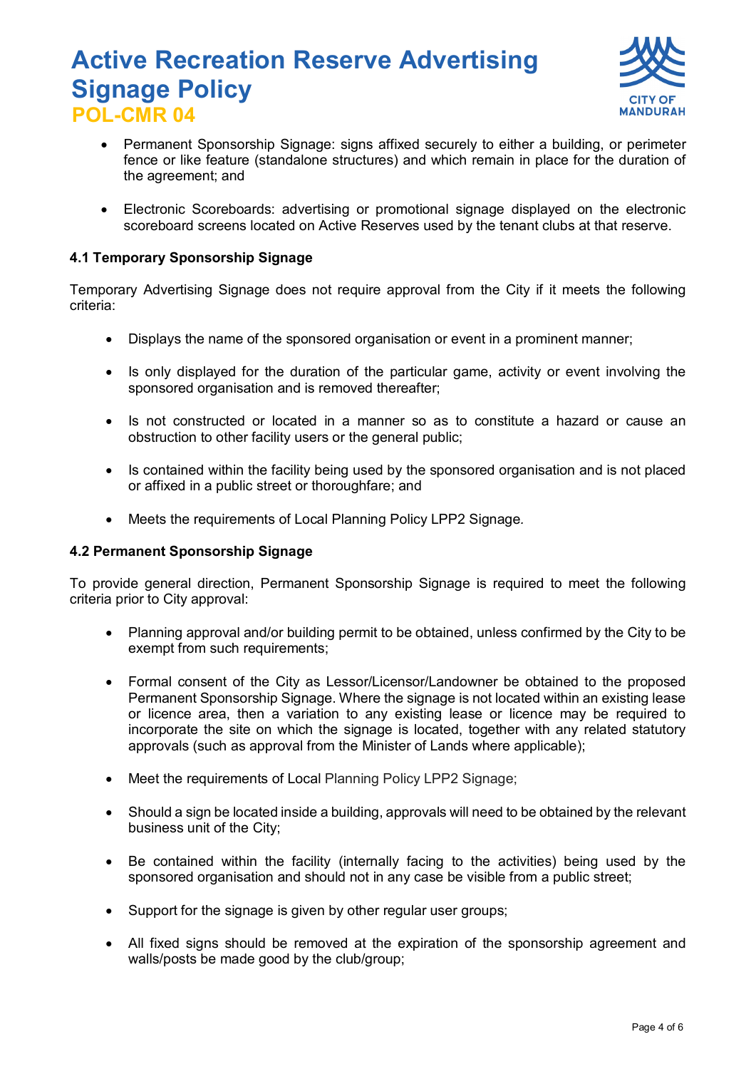- Permanent Sponsorship Signage: signs affixed securely to either a building, or perimeter fence or like feature (standalone structures) and which remain in place for the duration of the agreement; and

- Electronic Scoreboards: advertising or promotional signage displayed on the electronic scoreboard screens located on Active Reserves used by the tenant clubs at that reserve.

### 4.1 Temporary Sponsorship Signage

Temporary Advertising Signage does not require approval from the City if it meets the following criteria:

- Displays the name of the sponsored organisation or event in a prominent manner;

- Is only displayed for the duration of the particular game, activity or event involving the sponsored organisation and is removed thereafter;

- Is not constructed or located in a manner so as to constitute a hazard or cause an obstruction to other facility users or the general public;

- Is contained within the facility being used by the sponsored organisation and is not placed or affixed in a public street or thoroughfare; and

- Meets the requirements of Local Planning Policy LPP2 Signage.

### 4.2 Permanent Sponsorship Signage

To provide general direction, Permanent Sponsorship Signage is required to meet the following criteria prior to City approval:

- Planning approval and/or building permit to be obtained, unless confirmed by the City to be exempt from such requirements;

- Formal consent of the City as Lessor/Licensor/Landowner be obtained to the proposed Permanent Sponsorship Signage. Where the signage is not located within an existing lease or licence area, then a variation to any existing lease or licence may be required to incorporate the site on which the signage is located, together with any related statutory approvals (such as approval from the Minister of Lands where applicable);

- Meet the requirements of Local Planning Policy LPP2 Signage;

- Should a sign be located inside a building, approvals will need to be obtained by the relevant business unit of the City;

- Be contained within the facility (internally facing to the activities) being used by the sponsored organisation and should not in any case be visible from a public street;

- Support for the signage is given by other regular user groups;

- All fixed signs should be removed at the expiration of the sponsorship agreement and walls/posts be made good by the club/group;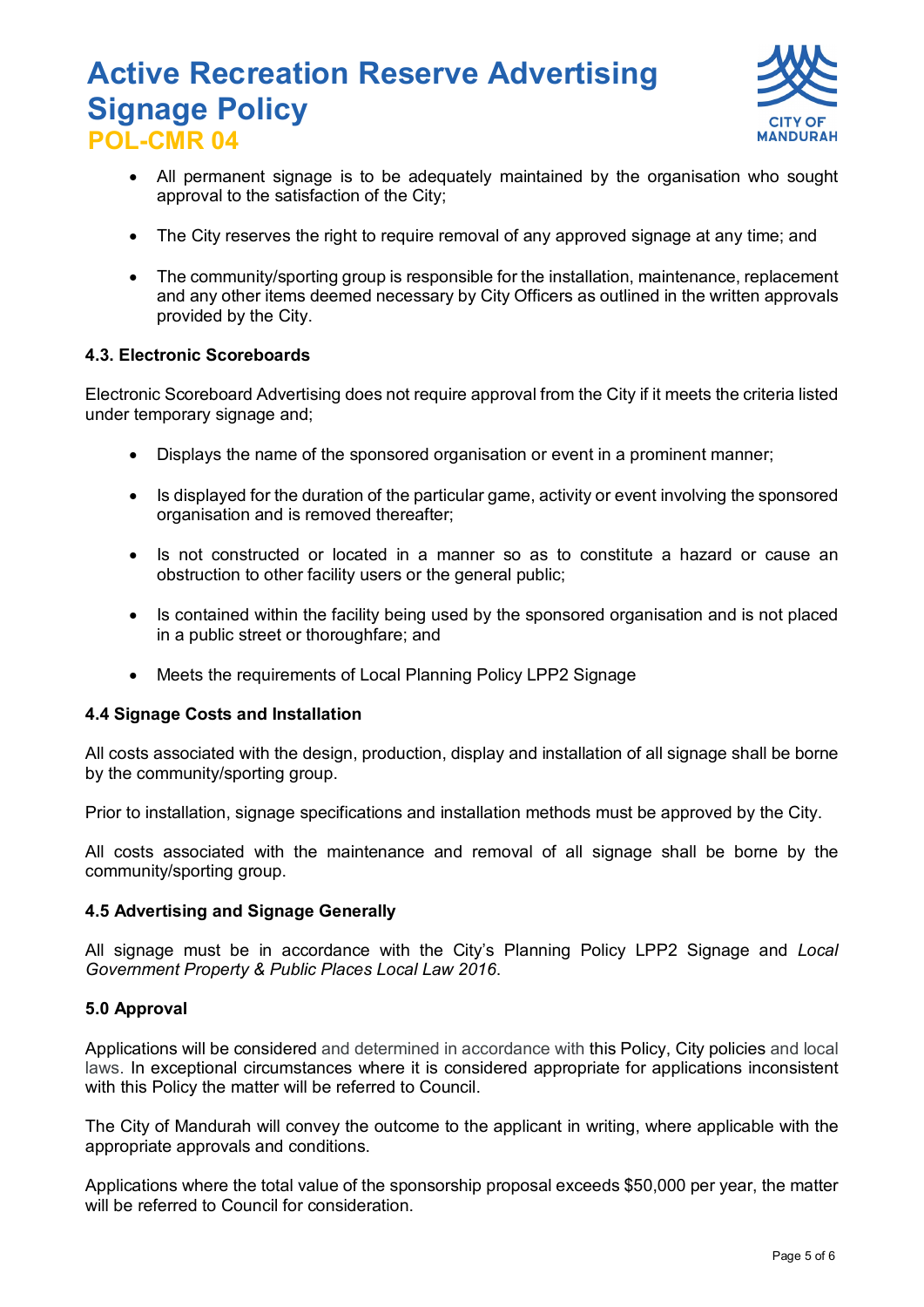- All permanent signage is to be adequately maintained by the organisation who sought approval to the satisfaction of the City;

- The City reserves the right to require removal of any approved signage at any time; and

- The community/sporting group is responsible for the installation, maintenance, replacement and any other items deemed necessary by City Officers as outlined in the written approvals provided by the City.

#### 4.3. Electronic Scoreboards

Electronic Scoreboard Advertising does not require approval from the City if it meets the criteria listed under temporary signage and;

- Displays the name of the sponsored organisation or event in a prominent manner;

- Is displayed for the duration of the particular game, activity or event involving the sponsored organisation and is removed thereafter;

- Is not constructed or located in a manner so as to constitute a hazard or cause an obstruction to other facility users or the general public;

- Is contained within the facility being used by the sponsored organisation and is not placed in a public street or thoroughfare; and

- Meets the requirements of Local Planning Policy LPP2 Signage

#### 4.4 Signage Costs and Installation

All costs associated with the design, production, display and installation of all signage shall be borne by the community/sporting group.

Prior to installation, signage specifications and installation methods must be approved by the City.

All costs associated with the maintenance and removal of all signage shall be borne by the community/sporting group.

#### 4.5 Advertising and Signage Generally

All signage must be in accordance with the City's Planning Policy LPP2 Signage and *Local Government Property & Public Places Local Law 2016*.

### 5.0 Approval

Applications will be considered and determined in accordance with this Policy, City policies and local laws. In exceptional circumstances where it is considered appropriate for applications inconsistent with this Policy the matter will be referred to Council.

The City of Mandurah will convey the outcome to the applicant in writing, where applicable with the appropriate approvals and conditions.

Applications where the total value of the sponsorship proposal exceeds $50,000 per year, the matter will be referred to Council for consideration.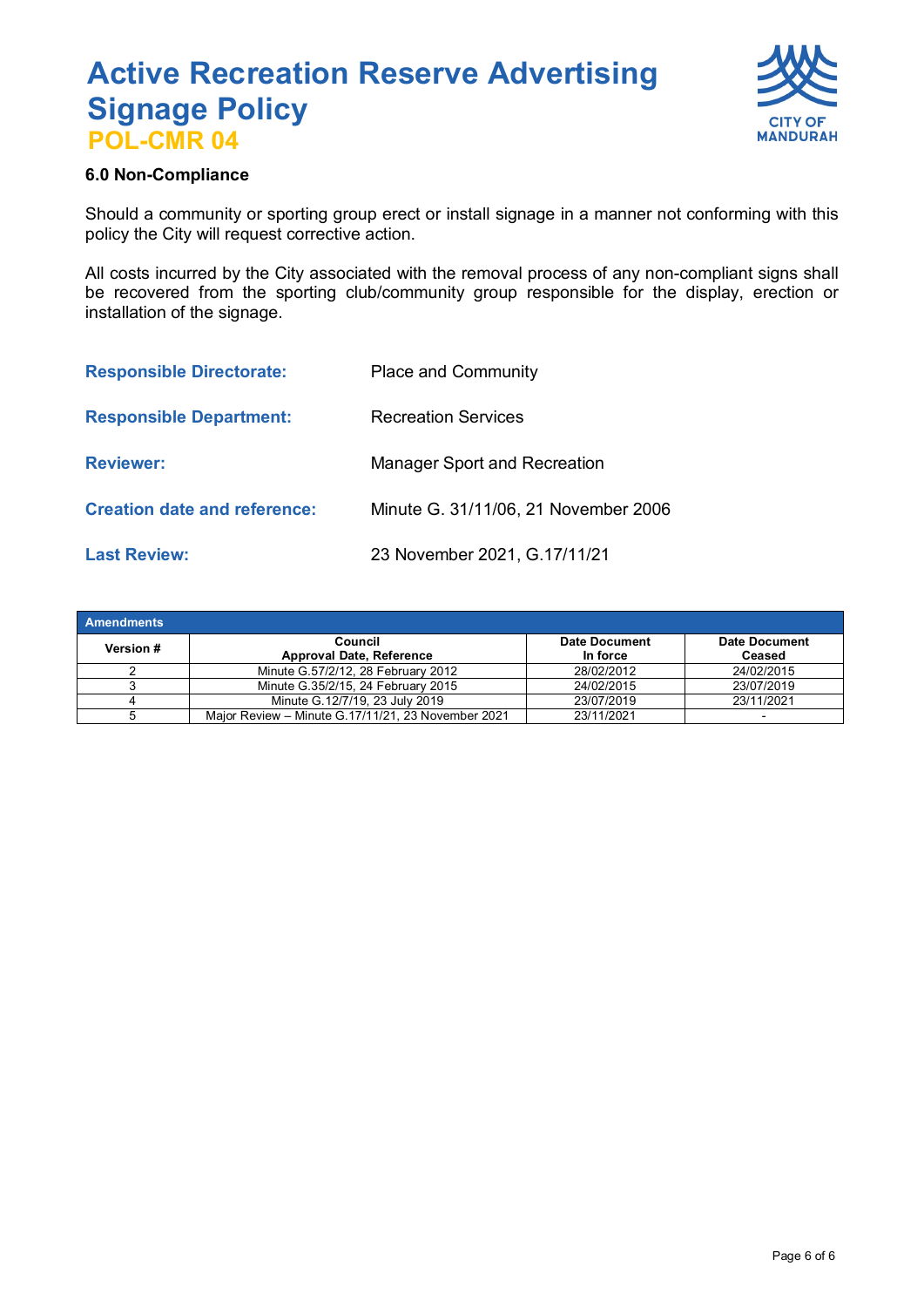# Active Recreation Reserve Advertising Signage Policy

## POL-CMR 04

### 6.0 Non-Compliance

Should a community or sporting group erect or install signage in a manner not conforming with this policy the City will request corrective action.

All costs incurred by the City associated with the removal process of any non-compliant signs shall be recovered from the sporting club/community group responsible for the display, erection or installation of the signage.

**Responsible Directorate:** Place and Community

**Responsible Department:** Recreation Services

**Reviewer:** Manager Sport and Recreation

**Creation date and reference:** Minute G. 31/11/06, 21 November 2006

**Last Review:** 23 November 2021, G.17/11/21

| Amendments | | | |
|---|---|---|---|
| **Version #** | **Council Approval Date, Reference** | **Date Document In force** | **Date Document Ceased** |
| 2 | Minute G.57/2/12, 28 February 2012 | 28/02/2012 | 24/02/2015 |
| 3 | Minute G.35/2/15, 24 February 2015 | 24/02/2015 | 23/07/2019 |
| 4 | Minute G.12/7/19, 23 July 2019 | 23/07/2019 | 23/11/2021 |
| 5 | Major Review – Minute G.17/11/21, 23 November 2021 | 23/11/2021 | - |